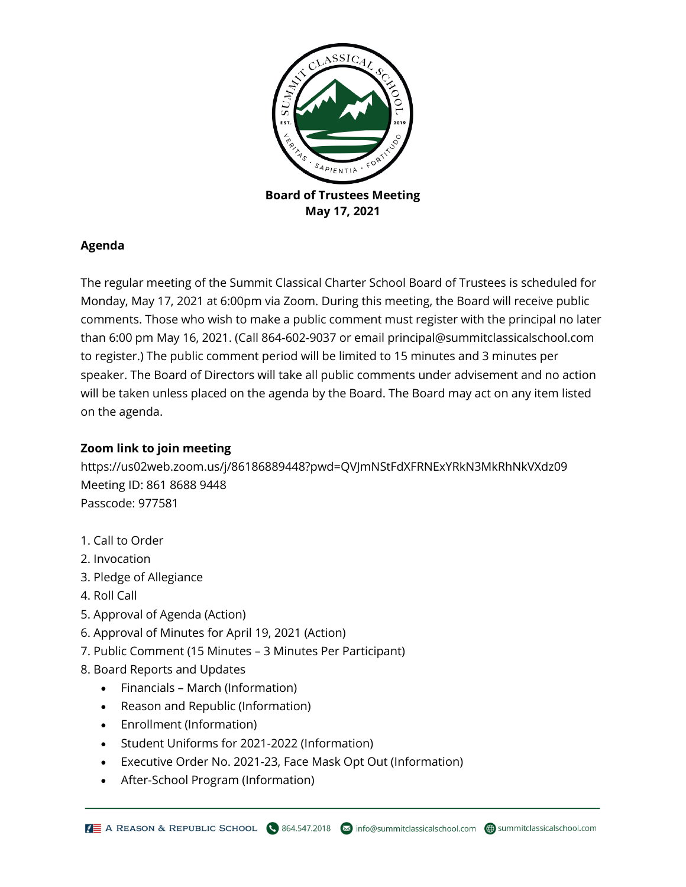**Board of Trustees Meeting**
**May 17, 2021**

## Agenda

The regular meeting of the Summit Classical Charter School Board of Trustees is scheduled for Monday, May 17, 2021 at 6:00pm via Zoom. During this meeting, the Board will receive public comments. Those who wish to make a public comment must register with the principal no later than 6:00 pm May 16, 2021. (Call 864-602-9037 or email principal@summitclassicalschool.com to register.) The public comment period will be limited to 15 minutes and 3 minutes per speaker. The Board of Directors will take all public comments under advisement and no action will be taken unless placed on the agenda by the Board. The Board may act on any item listed on the agenda.

### Zoom link to join meeting

https://us02web.zoom.us/j/86186889448?pwd=QVJmNStFdXFRNExYRkN3MkRhNkVXdz09
Meeting ID: 861 8688 9448
Passcode: 977581

1. Call to Order
2. Invocation
3. Pledge of Allegiance
4. Roll Call
5. Approval of Agenda (Action)
6. Approval of Minutes for April 19, 2021 (Action)
7. Public Comment (15 Minutes – 3 Minutes Per Participant)
8. Board Reports and Updates
   - Financials – March (Information)
   - Reason and Republic (Information)
   - Enrollment (Information)
   - Student Uniforms for 2021-2022 (Information)
   - Executive Order No. 2021-23, Face Mask Opt Out (Information)
   - After-School Program (Information)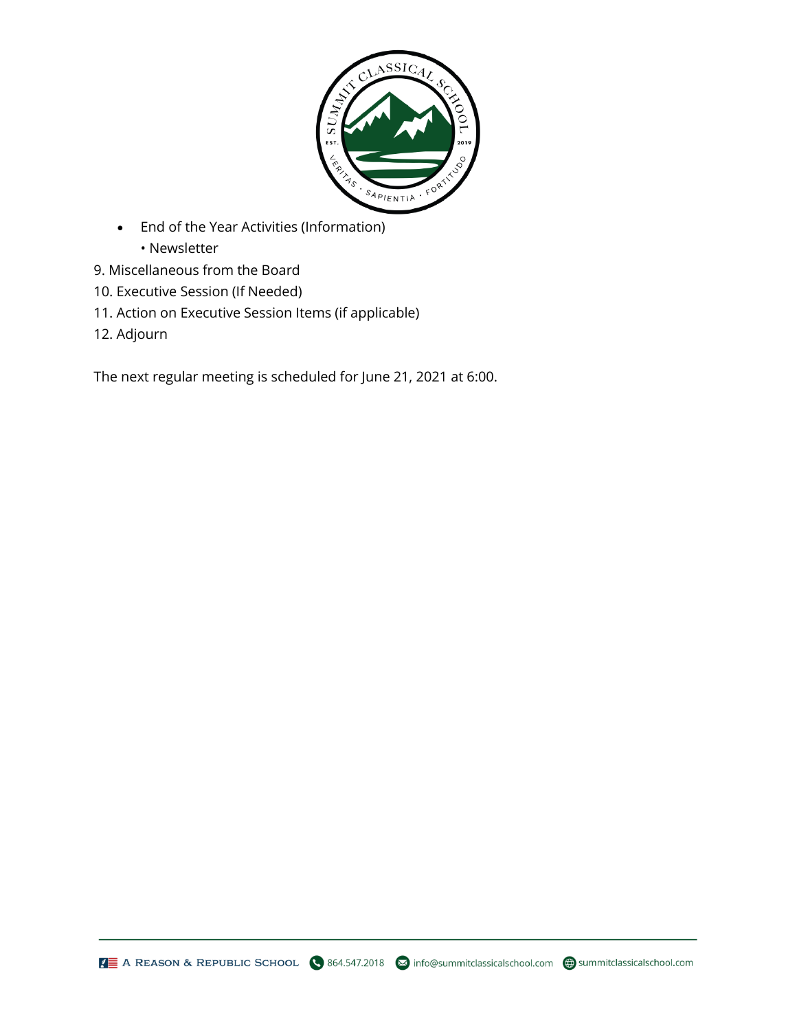- End of the Year Activities (Information)
  - Newsletter

9. Miscellaneous from the Board
10. Executive Session (If Needed)
11. Action on Executive Session Items (if applicable)
12. Adjourn

The next regular meeting is scheduled for June 21, 2021 at 6:00.